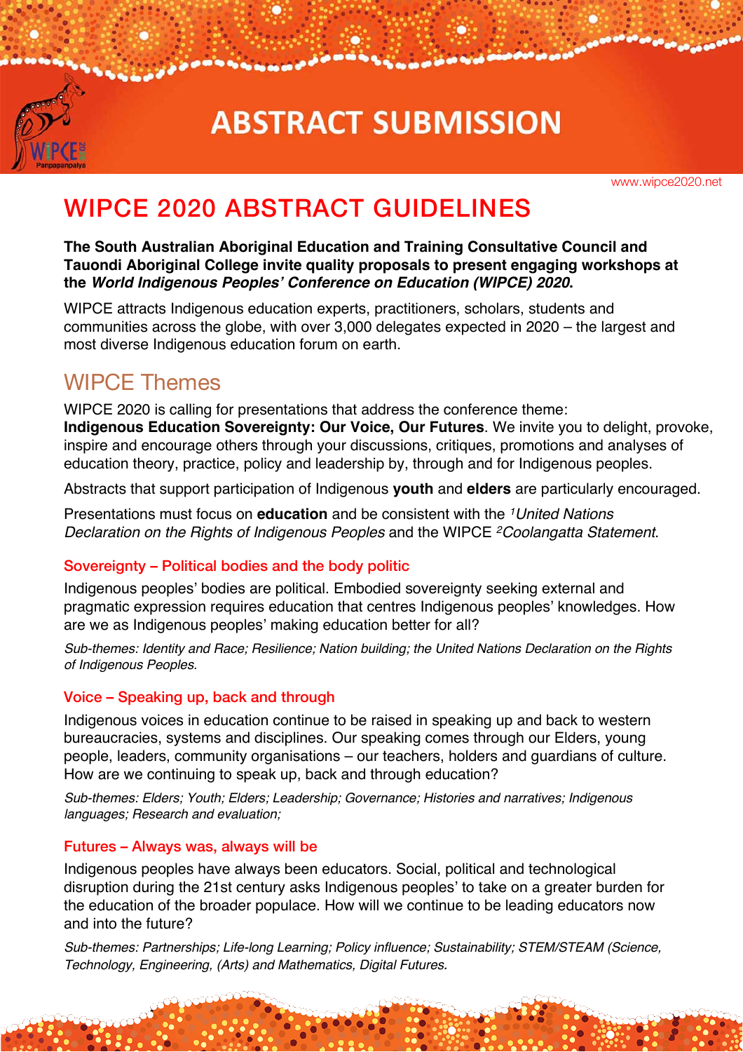# ABSTRACT SUBMISSION

www.wipce2020.net

# WIPCE 2020 ABSTRACT GUIDELINES

**The South Australian Aboriginal Education and Training Consultative Council and Tauondi Aboriginal College invite quality proposals to present engaging workshops at the *World Indigenous Peoples' Conference on Education (WIPCE) 2020*.**

WIPCE attracts Indigenous education experts, practitioners, scholars, students and communities across the globe, with over 3,000 delegates expected in 2020 – the largest and most diverse Indigenous education forum on earth.

## WIPCE Themes

WIPCE 2020 is calling for presentations that address the conference theme: **Indigenous Education Sovereignty: Our Voice, Our Futures**. We invite you to delight, provoke, inspire and encourage others through your discussions, critiques, promotions and analyses of education theory, practice, policy and leadership by, through and for Indigenous peoples.

Abstracts that support participation of Indigenous **youth** and **elders** are particularly encouraged.

Presentations must focus on **education** and be consistent with the [1]*United Nations Declaration on the Rights of Indigenous Peoples* and the WIPCE [2]*Coolangatta Statement*.

### Sovereignty – Political bodies and the body politic

Indigenous peoples' bodies are political. Embodied sovereignty seeking external and pragmatic expression requires education that centres Indigenous peoples' knowledges. How are we as Indigenous peoples' making education better for all?

*Sub-themes: Identity and Race; Resilience; Nation building; the United Nations Declaration on the Rights of Indigenous Peoples.*

### Voice – Speaking up, back and through

Indigenous voices in education continue to be raised in speaking up and back to western bureaucracies, systems and disciplines. Our speaking comes through our Elders, young people, leaders, community organisations – our teachers, holders and guardians of culture. How are we continuing to speak up, back and through education?

*Sub-themes: Elders; Youth; Elders; Leadership; Governance; Histories and narratives; Indigenous languages; Research and evaluation;*

### Futures – Always was, always will be

Indigenous peoples have always been educators. Social, political and technological disruption during the 21st century asks Indigenous peoples' to take on a greater burden for the education of the broader populace. How will we continue to be leading educators now and into the future?

*Sub-themes: Partnerships; Life-long Learning; Policy influence; Sustainability; STEM/STEAM (Science, Technology, Engineering, (Arts) and Mathematics, Digital Futures.*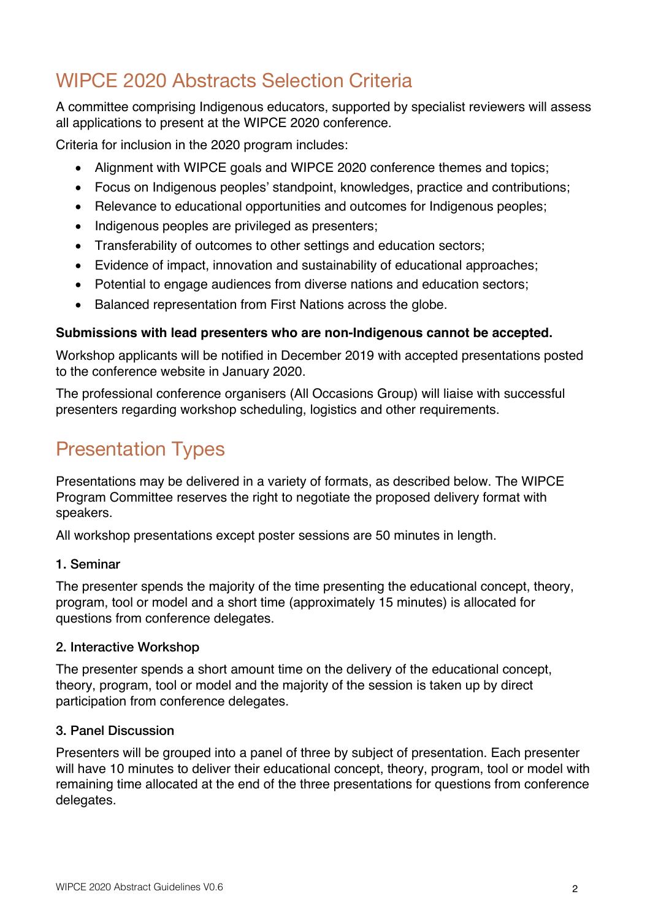## WIPCE 2020 Abstracts Selection Criteria

A committee comprising Indigenous educators, supported by specialist reviewers will assess all applications to present at the WIPCE 2020 conference.

Criteria for inclusion in the 2020 program includes:

- Alignment with WIPCE goals and WIPCE 2020 conference themes and topics;
- Focus on Indigenous peoples' standpoint, knowledges, practice and contributions;
- Relevance to educational opportunities and outcomes for Indigenous peoples;
- Indigenous peoples are privileged as presenters;
- Transferability of outcomes to other settings and education sectors;
- Evidence of impact, innovation and sustainability of educational approaches;
- Potential to engage audiences from diverse nations and education sectors;
- Balanced representation from First Nations across the globe.

**Submissions with lead presenters who are non-Indigenous cannot be accepted.**

Workshop applicants will be notified in December 2019 with accepted presentations posted to the conference website in January 2020.

The professional conference organisers (All Occasions Group) will liaise with successful presenters regarding workshop scheduling, logistics and other requirements.

## Presentation Types

Presentations may be delivered in a variety of formats, as described below. The WIPCE Program Committee reserves the right to negotiate the proposed delivery format with speakers.

All workshop presentations except poster sessions are 50 minutes in length.

### 1. Seminar

The presenter spends the majority of the time presenting the educational concept, theory, program, tool or model and a short time (approximately 15 minutes) is allocated for questions from conference delegates.

### 2. Interactive Workshop

The presenter spends a short amount time on the delivery of the educational concept, theory, program, tool or model and the majority of the session is taken up by direct participation from conference delegates.

### 3. Panel Discussion

Presenters will be grouped into a panel of three by subject of presentation. Each presenter will have 10 minutes to deliver their educational concept, theory, program, tool or model with remaining time allocated at the end of the three presentations for questions from conference delegates.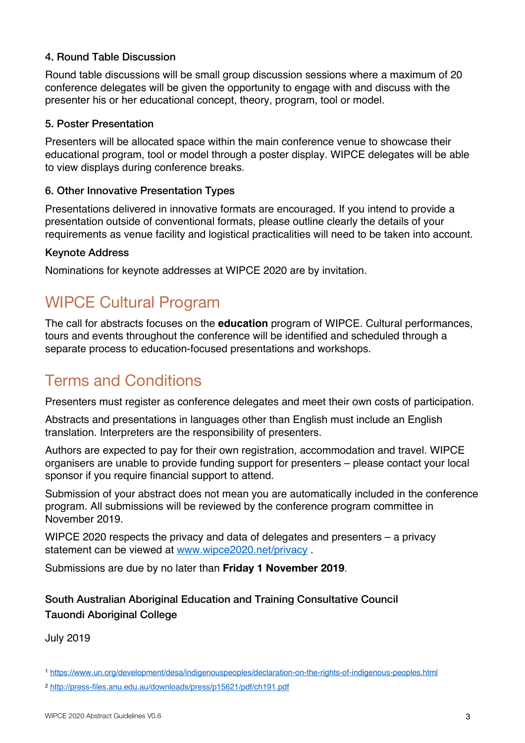#### 4. Round Table Discussion

Round table discussions will be small group discussion sessions where a maximum of 20 conference delegates will be given the opportunity to engage with and discuss with the presenter his or her educational concept, theory, program, tool or model.

#### 5. Poster Presentation

Presenters will be allocated space within the main conference venue to showcase their educational program, tool or model through a poster display. WIPCE delegates will be able to view displays during conference breaks.

#### 6. Other Innovative Presentation Types

Presentations delivered in innovative formats are encouraged. If you intend to provide a presentation outside of conventional formats, please outline clearly the details of your requirements as venue facility and logistical practicalities will need to be taken into account.

#### Keynote Address

Nominations for keynote addresses at WIPCE 2020 are by invitation.

## WIPCE Cultural Program

The call for abstracts focuses on the **education** program of WIPCE. Cultural performances, tours and events throughout the conference will be identified and scheduled through a separate process to education-focused presentations and workshops.

## Terms and Conditions

Presenters must register as conference delegates and meet their own costs of participation.

Abstracts and presentations in languages other than English must include an English translation. Interpreters are the responsibility of presenters.

Authors are expected to pay for their own registration, accommodation and travel. WIPCE organisers are unable to provide funding support for presenters – please contact your local sponsor if you require financial support to attend.

Submission of your abstract does not mean you are automatically included in the conference program. All submissions will be reviewed by the conference program committee in November 2019.

WIPCE 2020 respects the privacy and data of delegates and presenters – a privacy statement can be viewed at www.wipce2020.net/privacy .

Submissions are due by no later than **Friday 1 November 2019**.

South Australian Aboriginal Education and Training Consultative Council
Tauondi Aboriginal College

July 2019

[1] https://www.un.org/development/desa/indigenouspeoples/declaration-on-the-rights-of-indigenous-peoples.html

[2] http://press-files.anu.edu.au/downloads/press/p15621/pdf/ch191.pdf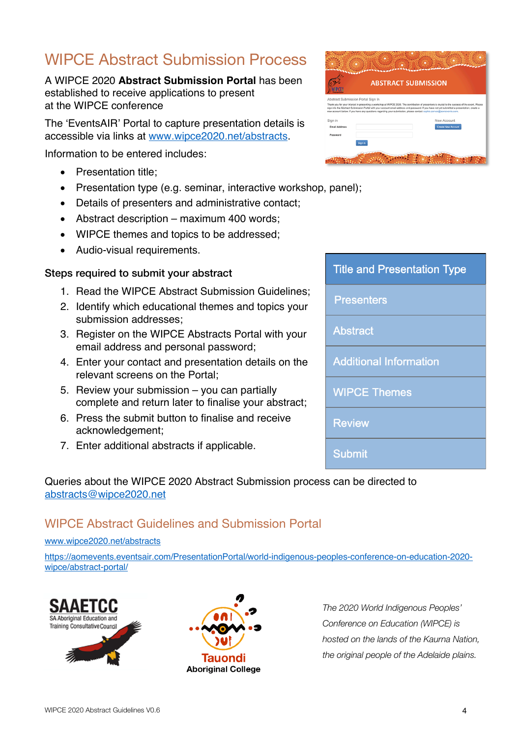# WIPCE Abstract Submission Process

A WIPCE 2020 **Abstract Submission Portal** has been established to receive applications to present at the WIPCE conference

The 'EventsAIR' Portal to capture presentation details is accessible via links at www.wipce2020.net/abstracts.

Information to be entered includes:

- Presentation title;
- Presentation type (e.g. seminar, interactive workshop, panel);
- Details of presenters and administrative contact;
- Abstract description – maximum 400 words;
- WIPCE themes and topics to be addressed;
- Audio-visual requirements.

### Steps required to submit your abstract

1. Read the WIPCE Abstract Submission Guidelines;
2. Identify which educational themes and topics your submission addresses;
3. Register on the WIPCE Abstracts Portal with your email address and personal password;
4. Enter your contact and presentation details on the relevant screens on the Portal;
5. Review your submission – you can partially complete and return later to finalise your abstract;
6. Press the submit button to finalise and receive acknowledgement;
7. Enter additional abstracts if applicable.

Title and Presentation Type
Presenters
Abstract
Additional Information
WIPCE Themes
Review
Submit

Queries about the WIPCE 2020 Abstract Submission process can be directed to abstracts@wipce2020.net

## WIPCE Abstract Guidelines and Submission Portal

www.wipce2020.net/abstracts

https://aomevents.eventsair.com/PresentationPortal/world-indigenous-peoples-conference-on-education-2020-wipce/abstract-portal/

SAAETCC
SA Aboriginal Education and Training Consultative Council

Tauondi
Aboriginal College

*The 2020 World Indigenous Peoples' Conference on Education (WIPCE) is hosted on the lands of the Kaurna Nation, the original people of the Adelaide plains.*